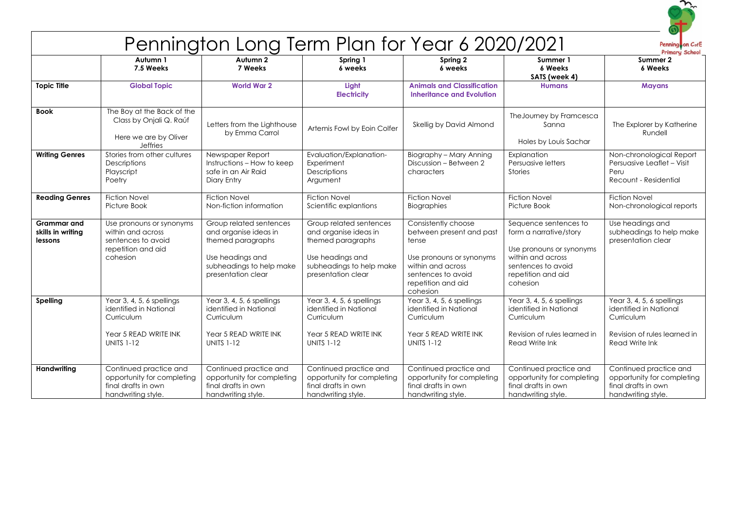# Pennington Long Term Plan for Year 6 2020/2021

| | Autumn 1<br>7.5 Weeks | Autumn 2<br>7 Weeks | Spring 1<br>6 weeks | Spring 2<br>6 weeks | Summer 1<br>6 Weeks<br>SATS (week 4) | Summer 2<br>6 Weeks |
|---|---|---|---|---|---|---|
| **Topic Title** | **Global Topic** | **World War 2** | **Light**<br>**Electricity** | **Animals and Classification**<br>**Inheritance and Evolution** | **Humans** | **Mayans** |
| **Book** | The Boy at the Back of the Class by Onjali Q. Raúf<br><br>Here we are by Oliver Jeffries | Letters from the Lighthouse by Emma Carrol | Artemis Fowl by Eoin Colfer | Skellig by David Almond | TheJourney by Framcesca Sanna<br><br>Holes by Louis Sachar | The Explorer by Katherine Rundell |
| **Writing Genres** | Stories from other cultures<br>Descriptions<br>Playscript<br>Poetry | Newspaper Report<br>Instructions – How to keep safe in an Air Raid<br>Diary Entry | Evaluation/Explanation-Experiment<br>Descriptions<br>Argument | Biography – Mary Anning<br>Discussion – Between 2 characters | Explanation<br>Persuasive letters<br>Stories | Non-chronological Report<br>Persuasive Leaflet – Visit Peru<br>Recount - Residential |
| **Reading Genres** | Fiction Novel<br>Picture Book | Fiction Novel<br>Non-fiction information | Fiction Novel<br>Scientific explanations | Fiction Novel<br>Biographies | Fiction Novel<br>Picture Book | Fiction Novel<br>Non-chronological reports |
| **Grammar and skills in writing lessons** | Use pronouns or synonyms within and across sentences to avoid repetition and aid cohesion | Group related sentences and organise ideas in themed paragraphs<br><br>Use headings and subheadings to help make presentation clear | Group related sentences and organise ideas in themed paragraphs<br><br>Use headings and subheadings to help make presentation clear | Consistently choose between present and past tense<br><br>Use pronouns or synonyms within and across sentences to avoid repetition and aid cohesion | Sequence sentences to form a narrative/story<br><br>Use pronouns or synonyms within and across sentences to avoid repetition and aid cohesion | Use headings and subheadings to help make presentation clear |
| **Spelling** | Year 3, 4, 5, 6 spellings identified in National Curriculum<br><br>Year 5 READ WRITE INK UNITS 1-12 | Year 3, 4, 5, 6 spellings identified in National Curriculum<br><br>Year 5 READ WRITE INK UNITS 1-12 | Year 3, 4, 5, 6 spellings identified in National Curriculum<br><br>Year 5 READ WRITE INK UNITS 1-12 | Year 3, 4, 5, 6 spellings identified in National Curriculum<br><br>Year 5 READ WRITE INK UNITS 1-12 | Year 3, 4, 5, 6 spellings identified in National Curriculum<br><br>Revision of rules learned in Read Write Ink | Year 3, 4, 5, 6 spellings identified in National Curriculum<br><br>Revision of rules learned in Read Write Ink |
| **Handwriting** | Continued practice and opportunity for completing final drafts in own handwriting style. | Continued practice and opportunity for completing final drafts in own handwriting style. | Continued practice and opportunity for completing final drafts in own handwriting style. | Continued practice and opportunity for completing final drafts in own handwriting style. | Continued practice and opportunity for completing final drafts in own handwriting style. | Continued practice and opportunity for completing final drafts in own handwriting style. |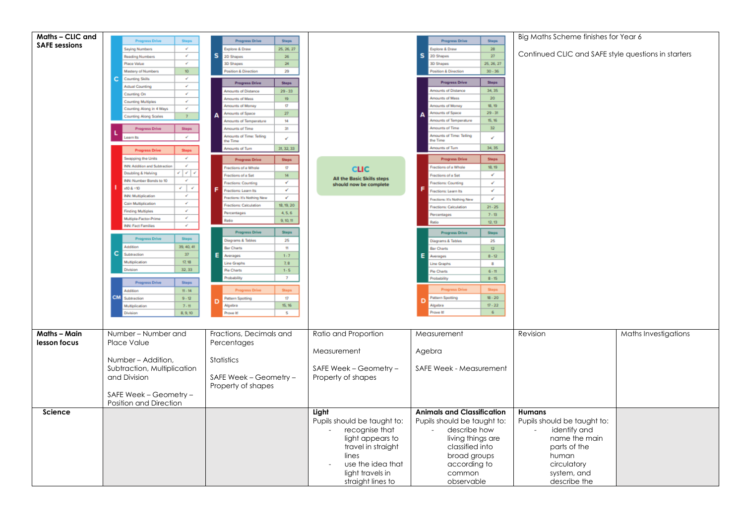| Maths – CLIC and SAFE sessions | | | | | | |
|---|---|---|---|---|---|---|
| **Maths – CLIC and SAFE sessions** | **C** Progress Drive / Steps: Saying Numbers ✓; Reading Numbers ✓; Place Value ✓; Mastery of Numbers 10; Counting Skills ✓; Actual Counting ✓; Counting On ✓; Counting Multiples ✓; Counting Along in 4 Ways ✓; Counting Along Scales 7<br><br>**L** Progress Drive / Steps: Learn Its ✓<br><br>**I** Progress Drive / Steps: Swapping the Units ✓; INN: Addition and Subtraction ✓; Doubling & Halving ✓ ✓ ✓; INN: Number Bonds to 10 ✓; x10 & ÷10 ✓ ✓; INN: Multiplication ✓; Coin Multiplication ✓; Finding Multiples ✓; Multiple-Factor-Prime ✓; INN: Fact Families ✓<br><br>**C** Progress Drive / Steps: Addition 39, 40, 41; Subtraction 37; Multiplication 17, 18; Division 32, 33<br><br>**CM** Progress Drive / Steps: Addition 11 - 14; Subtraction 9 - 12; Multiplication 7 - 11; Division 8, 9, 10 | **S** Progress Drive / Steps: Explore & Draw 25, 26, 27; 2D Shapes 26; 3D Shapes 24; Position & Direction 29<br><br>**A** Progress Drive / Steps: Amounts of Distance 29 - 33; Amounts of Mass 19; Amounts of Money 17; Amounts of Space 27; Amounts of Temperature 14; Amounts of Time 31; Amounts of Time: Telling the Time ✓; Amounts of Turn 31, 32, 33<br><br>**F** Progress Drive / Steps: Fractions of a Whole 17; Fractions of a Set 14; Fractions: Counting ✓; Fractions: Learn Its ✓; Fractions: It's Nothing New ✓; Fractions: Calculation 18, 19, 20; Percentages 4, 5, 6; Ratio 9, 10, 11<br><br>**E** Progress Drive / Steps: Diagrams & Tables 25; Bar Charts 11; Averages 1 - 7; Line Graphs 7, 8; Pie Charts 1 - 5; Probability 7<br><br>**D** Progress Drive / Steps: Pattern Spotting 17; Algebra 15, 16; Prove It! 5 | **CLIC** All the Basic Skills steps should now be complete | **S** Progress Drive / Steps: Explore & Draw 28; 2D Shapes 27; 3D Shapes 25, 26, 27; Position & Direction 30 - 36<br><br>**A** Progress Drive / Steps: Amounts of Distance 34, 35; Amounts of Mass 20; Amounts of Money 18, 19; Amounts of Space 29 - 31; Amounts of Temperature 15, 16; Amounts of Time 32; Amounts of Time: Telling the Time ✓; Amounts of Turn 34, 35<br><br>**F** Progress Drive / Steps: Fractions of a Whole 18, 19; Fractions of a Set ✓; Fractions: Counting ✓; Fractions: Learn Its ✓; Fractions: It's Nothing New ✓; Fractions: Calculation 21 - 25; Percentages 7 - 13; Ratio 12, 13<br><br>**E** Progress Drive / Steps: Diagrams & Tables 25; Bar Charts 12; Averages 8 - 12; Line Graphs 8; Pie Charts 6 - 11; Probability 8 - 15<br><br>**D** Progress Drive / Steps: Pattern Spotting 18 - 20; Algebra 17 - 22; Prove It! 6 | Big Maths Scheme finishes for Year 6<br><br>Continued CLIC and SAFE style questions in starters | |
| **Maths – Main lesson focus** | Number – Number and Place Value<br><br>Number – Addition, Subtraction, Multiplication and Division<br><br>SAFE Week – Geometry – Position and Direction | Fractions, Decimals and Percentages<br><br>Statistics<br><br>SAFE Week – Geometry – Property of shapes | Ratio and Proportion<br><br>Measurement<br><br>SAFE Week – Geometry – Property of shapes | Measurement<br><br>Agebra<br><br>SAFE Week - Measurement | Revision | Maths Investigations |
| **Science** | | | **Light**<br>Pupils should be taught to:<br>- recognise that light appears to travel in straight lines<br>- use the idea that light travels in straight lines to | **Animals and Classification**<br>Pupils should be taught to:<br>- describe how living things are classified into broad groups according to common observable | **Humans**<br>Pupils should be taught to:<br>- identify and name the main parts of the human circulatory system, and describe the | |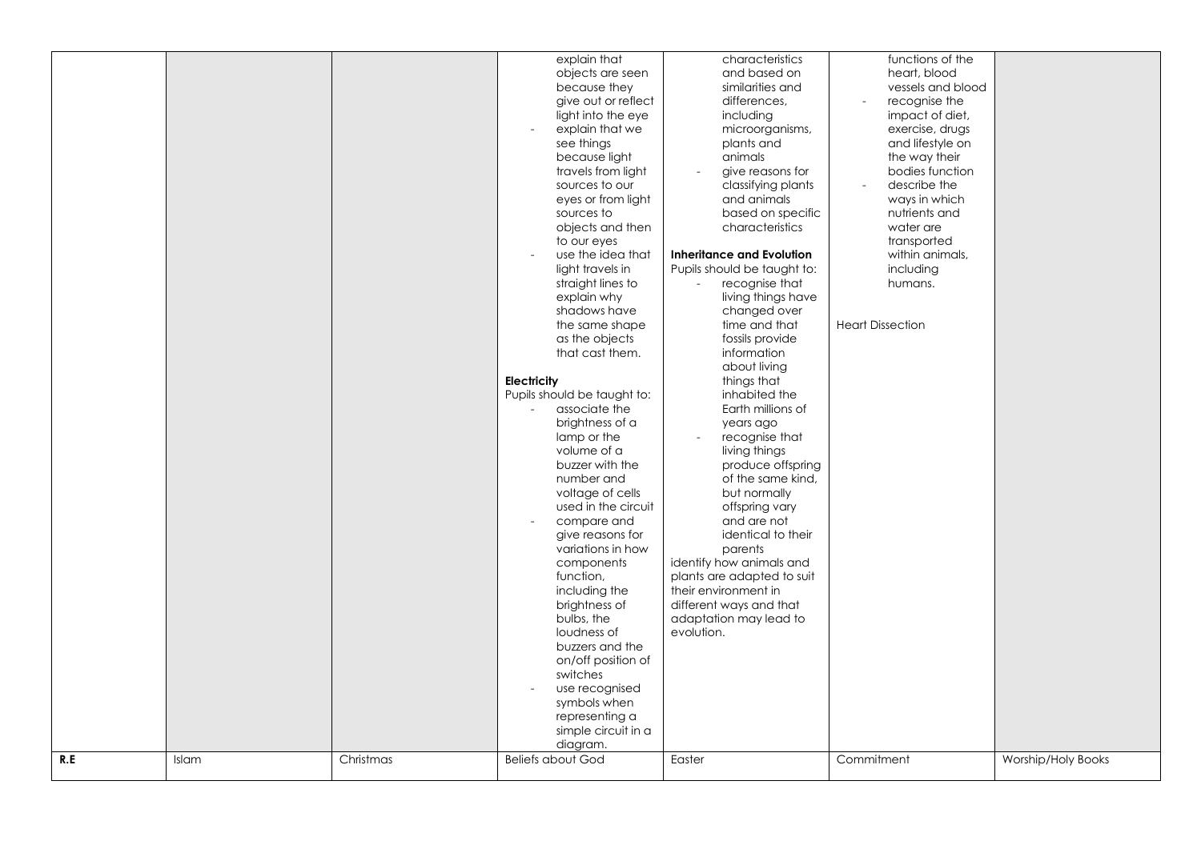| | | | | | | |
|---|---|---|---|---|---|---|
| | | | - explain that objects are seen because they give out or reflect light into the eye<br>- explain that we see things because light travels from light sources to our eyes or from light sources to objects and then to our eyes<br>- use the idea that light travels in straight lines to explain why shadows have the same shape as the objects that cast them.<br><br>**Electricity**<br>Pupils should be taught to:<br>- associate the brightness of a lamp or the volume of a buzzer with the number and voltage of cells used in the circuit<br>- compare and give reasons for variations in how components function, including the brightness of bulbs, the loudness of buzzers and the on/off position of switches<br>- use recognised symbols when representing a simple circuit in a diagram. | characteristics and based on similarities and differences, including microorganisms, plants and animals<br>- give reasons for classifying plants and animals based on specific characteristics<br><br>**Inheritance and Evolution**<br>Pupils should be taught to:<br>- recognise that living things have changed over time and that fossils provide information about living things that inhabited the Earth millions of years ago<br>- recognise that living things produce offspring of the same kind, but normally offspring vary and are not identical to their parents<br>identify how animals and plants are adapted to suit their environment in different ways and that adaptation may lead to evolution. | functions of the heart, blood vessels and blood<br>- recognise the impact of diet, exercise, drugs and lifestyle on the way their bodies function<br>- describe the ways in which nutrients and water are transported within animals, including humans.<br><br>Heart Dissection | |
| **R.E** | Islam | Christmas | Beliefs about God | Easter | Commitment | Worship/Holy Books |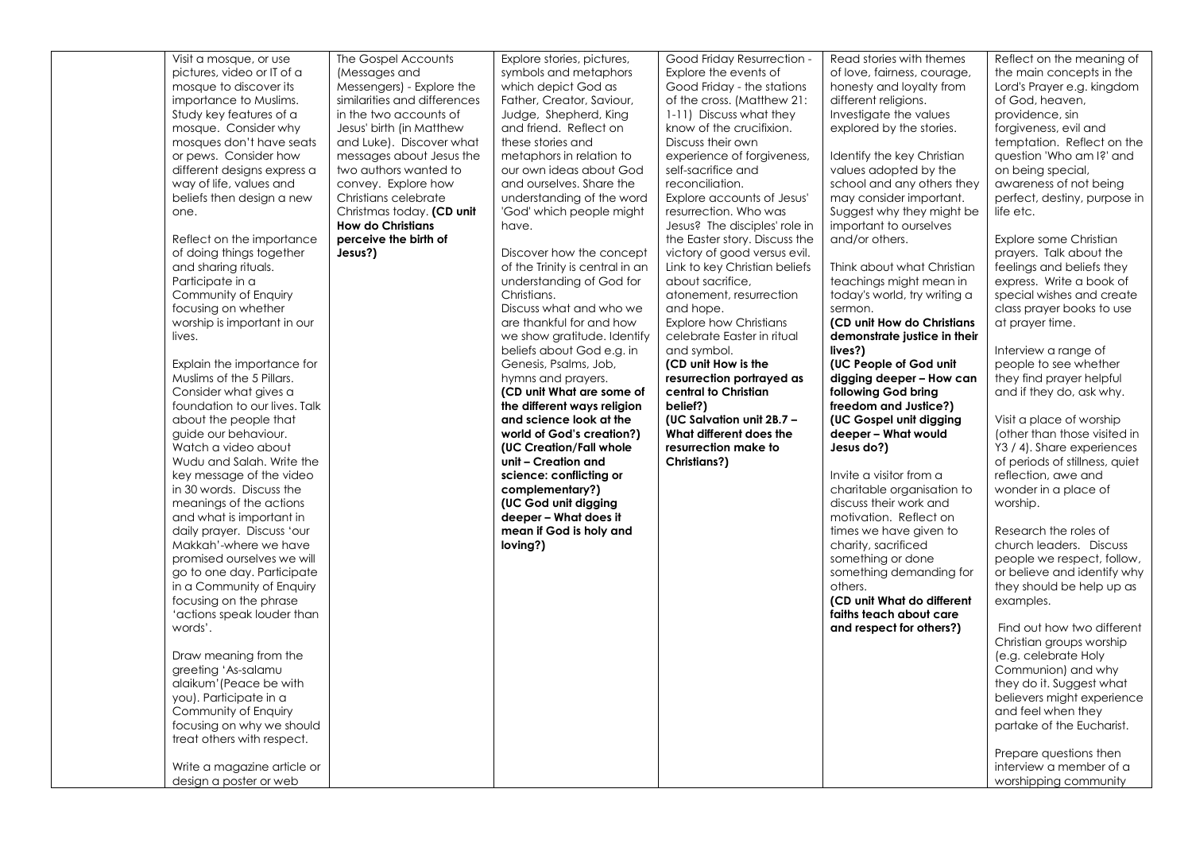|  | Visit a mosque, or use pictures, video or IT of a mosque to discover its importance to Muslims. Study key features of a mosque. Consider why mosques don't have seats or pews. Consider how different designs express a way of life, values and beliefs then design a new one.<br><br>Reflect on the importance of doing things together and sharing rituals. Participate in a Community of Enquiry focusing on whether worship is important in our lives.<br><br>Explain the importance for Muslims of the 5 Pillars. Consider what gives a foundation to our lives. Talk about the people that guide our behaviour. Watch a video about Wudu and Salah. Write the key message of the video in 30 words. Discuss the meanings of the actions and what is important in daily prayer. Discuss 'our Makkah'-where we have promised ourselves we will go to one day. Participate in a Community of Enquiry focusing on the phrase 'actions speak louder than words'.<br><br>Draw meaning from the greeting 'As-salamu alaikum'(Peace be with you). Participate in a Community of Enquiry focusing on why we should treat others with respect.<br><br>Write a magazine article or design a poster or web | The Gospel Accounts (Messages and Messengers) - Explore the similarities and differences in the two accounts of Jesus' birth (in Matthew and Luke). Discover what messages about Jesus the two authors wanted to convey. Explore how Christians celebrate Christmas today. **(CD unit How do Christians perceive the birth of Jesus?)** | Explore stories, pictures, symbols and metaphors which depict God as Father, Creator, Saviour, Judge, Shepherd, King and friend. Reflect on these stories and metaphors in relation to our own ideas about God and ourselves. Share the understanding of the word 'God' which people might have.<br><br>Discover how the concept of the Trinity is central in an understanding of God for Christians.<br>Discuss what and who we are thankful for and how we show gratitude. Identify beliefs about God e.g. in Genesis, Psalms, Job, hymns and prayers.<br>**(CD unit What are some of the different ways religion and science look at the world of God's creation?)**<br>**(UC Creation/Fall whole unit – Creation and science: conflicting or complementary?)**<br>**(UC God unit digging deeper – What does it mean if God is holy and loving?)** | Good Friday Resurrection - Explore the events of Good Friday - the stations of the cross. (Matthew 21: 1-11) Discuss what they know of the crucifixion. Discuss their own experience of forgiveness, self-sacrifice and reconciliation.<br>Explore accounts of Jesus' resurrection. Who was Jesus? The disciples' role in the Easter story. Discuss the victory of good versus evil. Link to key Christian beliefs about sacrifice, atonement, resurrection and hope.<br>Explore how Christians celebrate Easter in ritual and symbol.<br>**(CD unit How is the resurrection portrayed as central to Christian belief?)**<br>**(UC Salvation unit 2B.7 – What different does the resurrection make to Christians?)** | Read stories with themes of love, fairness, courage, honesty and loyalty from different religions. Investigate the values explored by the stories.<br><br>Identify the key Christian values adopted by the school and any others they may consider important. Suggest why they might be important to ourselves and/or others.<br><br>Think about what Christian teachings might mean in today's world, try writing a sermon.<br>**(CD unit How do Christians demonstrate justice in their lives?)**<br>**(UC People of God unit digging deeper – How can following God bring freedom and Justice?)**<br>**(UC Gospel unit digging deeper – What would Jesus do?)**<br><br>Invite a visitor from a charitable organisation to discuss their work and motivation. Reflect on times we have given to charity, sacrificed something or done something demanding for others.<br>**(CD unit What do different faiths teach about care and respect for others?)** | Reflect on the meaning of the main concepts in the Lord's Prayer e.g. kingdom of God, heaven, providence, sin forgiveness, evil and temptation. Reflect on the question 'Who am I?' and on being special, awareness of not being perfect, destiny, purpose in life etc.<br><br>Explore some Christian prayers. Talk about the feelings and beliefs they express. Write a book of special wishes and create class prayer books to use at prayer time.<br><br>Interview a range of people to see whether they find prayer helpful and if they do, ask why.<br><br>Visit a place of worship (other than those visited in Y3 / 4). Share experiences of periods of stillness, quiet reflection, awe and wonder in a place of worship.<br><br>Research the roles of church leaders. Discuss people we respect, follow, or believe and identify why they should be help up as examples.<br><br>Find out how two different Christian groups worship (e.g. celebrate Holy Communion) and why they do it. Suggest what believers might experience and feel when they partake of the Eucharist.<br><br>Prepare questions then interview a member of a worshipping community |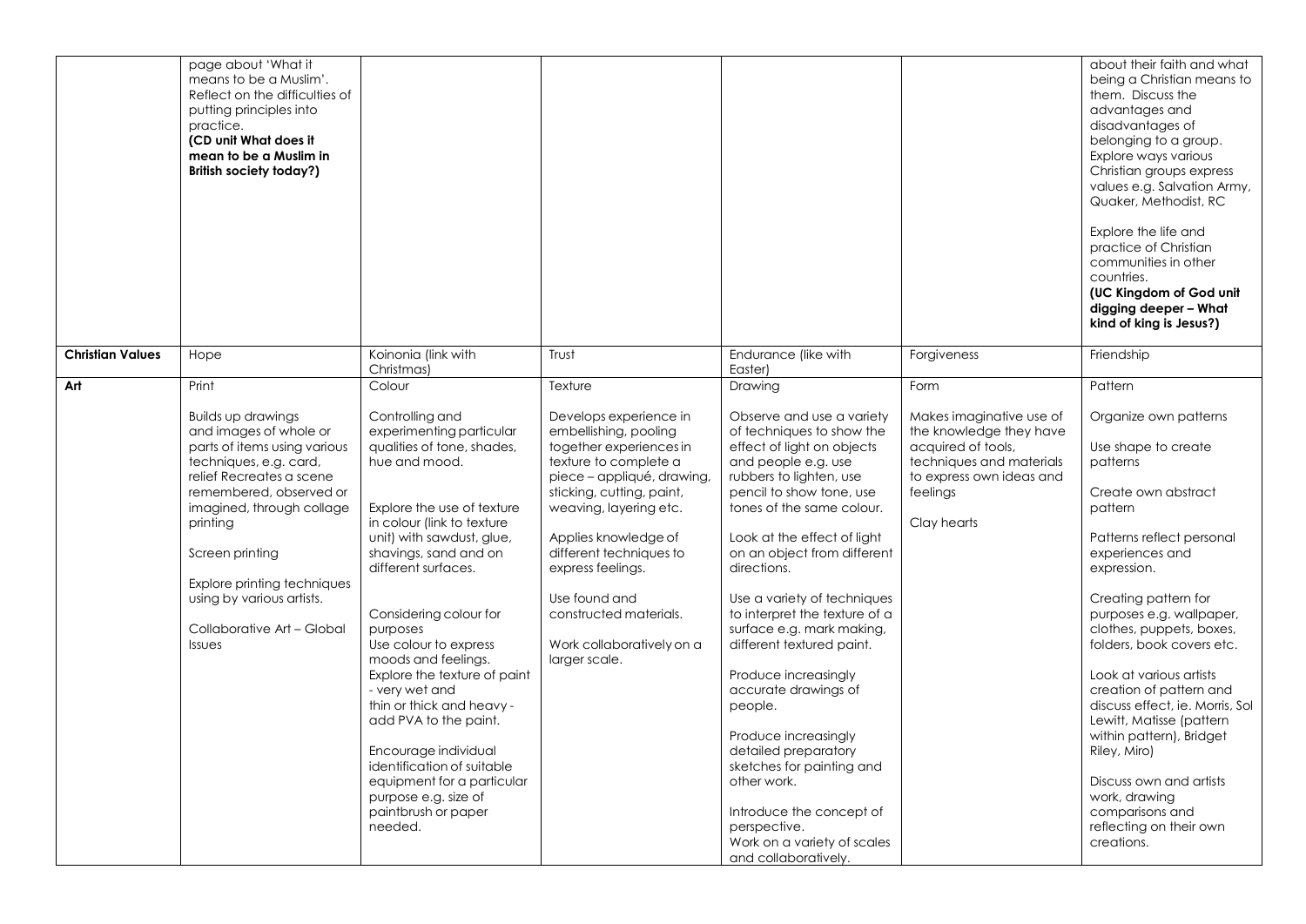| | | | | | | |
|---|---|---|---|---|---|---|
| | page about 'What it means to be a Muslim'. Reflect on the difficulties of putting principles into practice. **(CD unit What does it mean to be a Muslim in British society today?)** | | | | | about their faith and what being a Christian means to them. Discuss the advantages and disadvantages of belonging to a group. Explore ways various Christian groups express values e.g. Salvation Army, Quaker, Methodist, RC<br><br>Explore the life and practice of Christian communities in other countries. **(UC Kingdom of God unit digging deeper – What kind of king is Jesus?)** |
| **Christian Values** | Hope | Koinonia (link with Christmas) | Trust | Endurance (like with Easter) | Forgiveness | Friendship |
| **Art** | Print<br><br>Builds up drawings and images of whole or parts of items using various techniques, e.g. card, relief Recreates a scene remembered, observed or imagined, through collage printing<br><br>Screen printing<br><br>Explore printing techniques using by various artists.<br><br>Collaborative Art – Global Issues | Colour<br><br>Controlling and experimenting particular qualities of tone, shades, hue and mood.<br><br>Explore the use of texture in colour (link to texture unit) with sawdust, glue, shavings, sand and on different surfaces.<br><br>Considering colour for purposes<br>Use colour to express moods and feelings.<br>Explore the texture of paint - very wet and thin or thick and heavy - add PVA to the paint.<br><br>Encourage individual identification of suitable equipment for a particular purpose e.g. size of paintbrush or paper needed. | Texture<br><br>Develops experience in embellishing, pooling together experiences in texture to complete a piece – appliqué, drawing, sticking, cutting, paint, weaving, layering etc.<br><br>Applies knowledge of different techniques to express feelings.<br><br>Use found and constructed materials.<br><br>Work collaboratively on a larger scale. | Drawing<br><br>Observe and use a variety of techniques to show the effect of light on objects and people e.g. use rubbers to lighten, use pencil to show tone, use tones of the same colour.<br><br>Look at the effect of light on an object from different directions.<br><br>Use a variety of techniques to interpret the texture of a surface e.g. mark making, different textured paint.<br><br>Produce increasingly accurate drawings of people.<br><br>Produce increasingly detailed preparatory sketches for painting and other work.<br><br>Introduce the concept of perspective.<br>Work on a variety of scales and collaboratively. | Form<br><br>Makes imaginative use of the knowledge they have acquired of tools, techniques and materials to express own ideas and feelings<br><br>Clay hearts | Pattern<br><br>Organize own patterns<br><br>Use shape to create patterns<br><br>Create own abstract pattern<br><br>Patterns reflect personal experiences and expression.<br><br>Creating pattern for purposes e.g. wallpaper, clothes, puppets, boxes, folders, book covers etc.<br><br>Look at various artists creation of pattern and discuss effect, ie. Morris, Sol Lewitt, Matisse (pattern within pattern), Bridget Riley, Miro)<br><br>Discuss own and artists work, drawing comparisons and reflecting on their own creations. |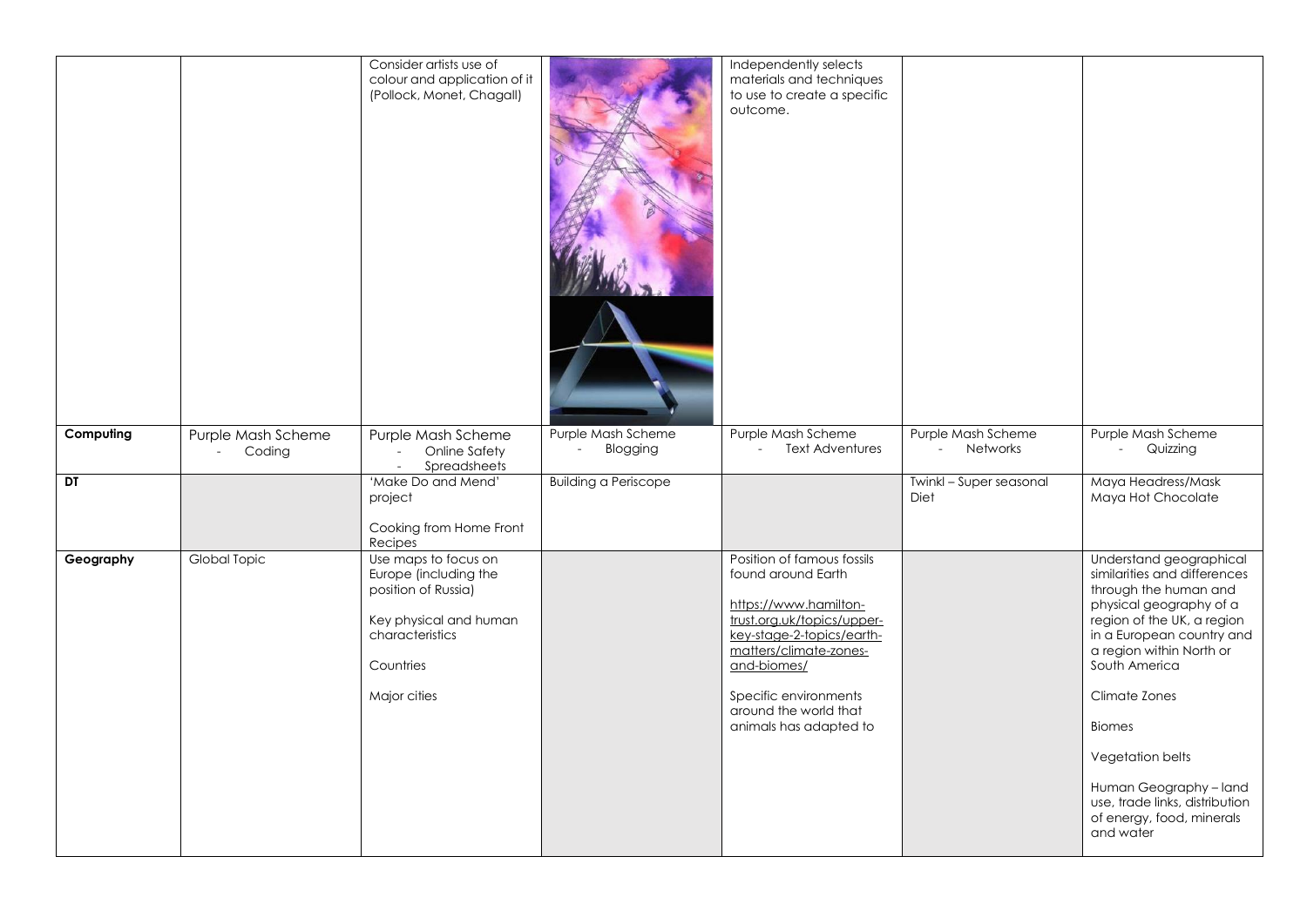| | | | | | | |
|---|---|---|---|---|---|---|
| | | Consider artists use of colour and application of it (Pollock, Monet, Chagall) | | Independently selects materials and techniques to use to create a specific outcome. | | |
| **Computing** | Purple Mash Scheme<br>- Coding | Purple Mash Scheme<br>- Online Safety<br>- Spreadsheets | Purple Mash Scheme<br>- Blogging | Purple Mash Scheme<br>- Text Adventures | Purple Mash Scheme<br>- Networks | Purple Mash Scheme<br>- Quizzing |
| **DT** | | 'Make Do and Mend' project<br><br>Cooking from Home Front Recipes | Building a Periscope | | Twinkl – Super seasonal Diet | Maya Headress/Mask<br>Maya Hot Chocolate |
| **Geography** | Global Topic | Use maps to focus on Europe (including the position of Russia)<br><br>Key physical and human characteristics<br><br>Countries<br><br>Major cities | | Position of famous fossils found around Earth<br><br>https://www.hamilton-trust.org.uk/topics/upper-key-stage-2-topics/earth-matters/climate-zones-and-biomes/<br><br>Specific environments around the world that animals has adapted to | | Understand geographical similarities and differences through the human and physical geography of a region of the UK, a region in a European country and a region within North or South America<br><br>Climate Zones<br><br>Biomes<br><br>Vegetation belts<br><br>Human Geography – land use, trade links, distribution of energy, food, minerals and water |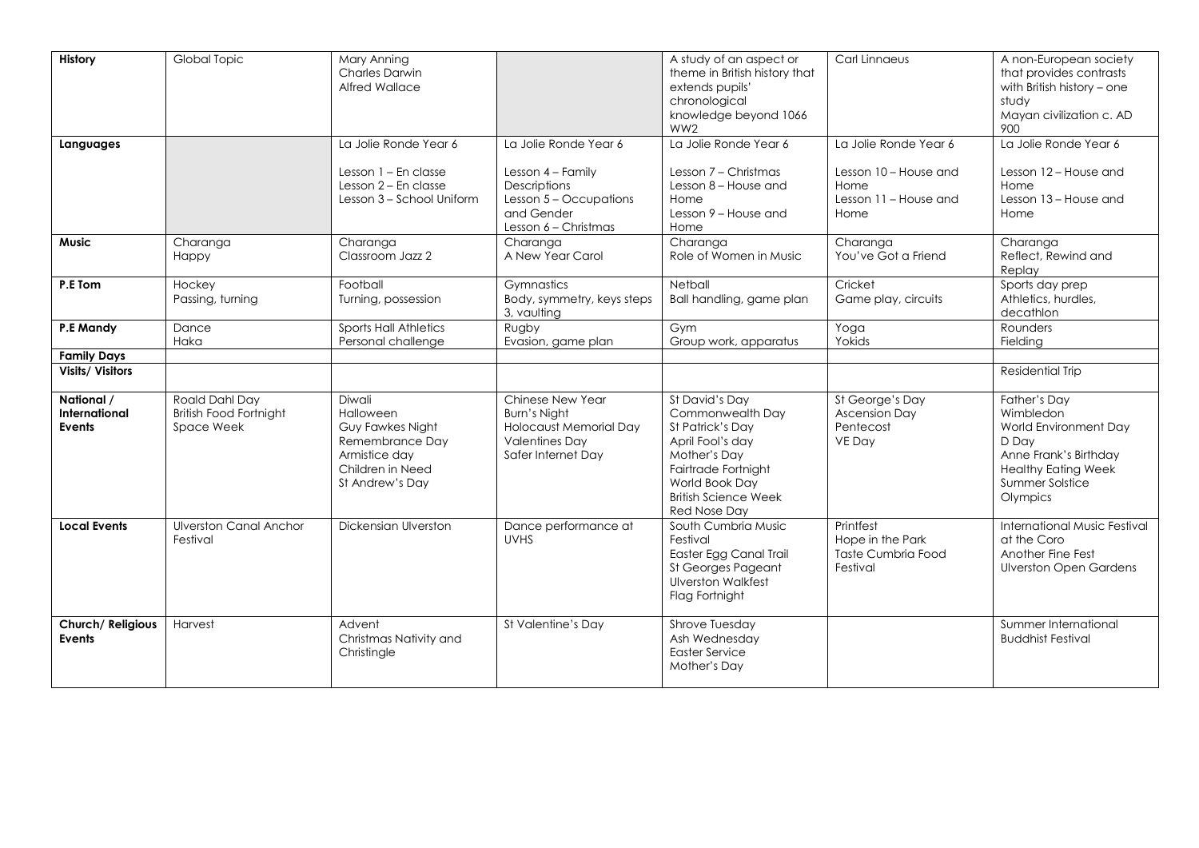| | | | | | | |
|---|---|---|---|---|---|---|
| **History** | Global Topic | Mary Anning<br>Charles Darwin<br>Alfred Wallace | | A study of an aspect or theme in British history that extends pupils' chronological knowledge beyond 1066<br>WW2 | Carl Linnaeus | A non-European society that provides contrasts with British history – one study<br>Mayan civilization c. AD 900 |
| **Languages** | | La Jolie Ronde Year 6<br><br>Lesson 1 – En classe<br>Lesson 2 – En classe<br>Lesson 3 – School Uniform | La Jolie Ronde Year 6<br><br>Lesson 4 – Family Descriptions<br>Lesson 5 – Occupations and Gender<br>Lesson 6 – Christmas | La Jolie Ronde Year 6<br><br>Lesson 7 – Christmas<br>Lesson 8 – House and Home<br>Lesson 9 – House and Home | La Jolie Ronde Year 6<br><br>Lesson 10 – House and Home<br>Lesson 11 – House and Home | La Jolie Ronde Year 6<br><br>Lesson 12 – House and Home<br>Lesson 13 – House and Home |
| **Music** | Charanga<br>Happy | Charanga<br>Classroom Jazz 2 | Charanga<br>A New Year Carol | Charanga<br>Role of Women in Music | Charanga<br>You've Got a Friend | Charanga<br>Reflect, Rewind and Replay |
| **P.E Tom** | Hockey<br>Passing, turning | Football<br>Turning, possession | Gymnastics<br>Body, symmetry, keys steps 3, vaulting | Netball<br>Ball handling, game plan | Cricket<br>Game play, circuits | Sports day prep<br>Athletics, hurdles, decathlon |
| **P.E Mandy** | Dance<br>Haka | Sports Hall Athletics<br>Personal challenge | Rugby<br>Evasion, game plan | Gym<br>Group work, apparatus | Yoga<br>Yokids | Rounders<br>Fielding |
| **Family Days** | | | | | | |
| **Visits/ Visitors** | | | | | | Residential Trip |
| **National / International Events** | Roald Dahl Day<br>British Food Fortnight<br>Space Week | Diwali<br>Halloween<br>Guy Fawkes Night<br>Remembrance Day<br>Armistice day<br>Children in Need<br>St Andrew's Day | Chinese New Year<br>Burn's Night<br>Holocaust Memorial Day<br>Valentines Day<br>Safer Internet Day | St David's Day<br>Commonwealth Day<br>St Patrick's Day<br>April Fool's day<br>Mother's Day<br>Fairtrade Fortnight<br>World Book Day<br>British Science Week<br>Red Nose Day | St George's Day<br>Ascension Day<br>Pentecost<br>VE Day | Father's Day<br>Wimbledon<br>World Environment Day<br>D Day<br>Anne Frank's Birthday<br>Healthy Eating Week<br>Summer Solstice<br>Olympics |
| **Local Events** | Ulverston Canal Anchor Festival | Dickensian Ulverston | Dance performance at UVHS | South Cumbria Music Festival<br>Easter Egg Canal Trail<br>St Georges Pageant<br>Ulverston Walkfest<br>Flag Fortnight | Printfest<br>Hope in the Park<br>Taste Cumbria Food Festival | International Music Festival at the Coro<br>Another Fine Fest<br>Ulverston Open Gardens |
| **Church/ Religious Events** | Harvest | Advent<br>Christmas Nativity and Christingle | St Valentine's Day | Shrove Tuesday<br>Ash Wednesday<br>Easter Service<br>Mother's Day | | Summer International Buddhist Festival |